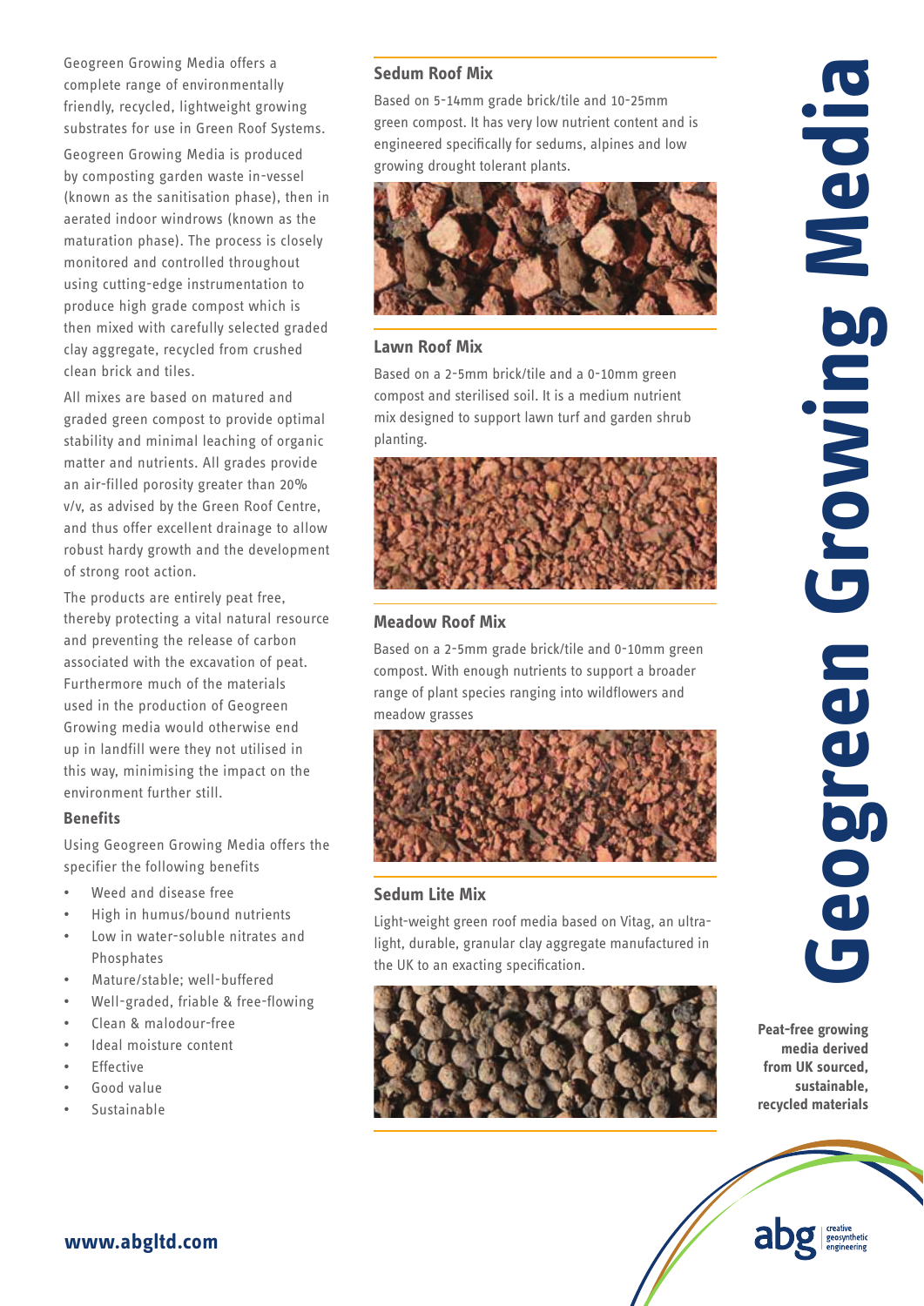// Geogreen Growing Media

Peat-free growing media derived from UK sourced, sustainable, recycled materials

Geogreen Growing Media offers a complete range of environmentally friendly, recycled, lightweight growing substrates for use in Green Roof Systems.

Geogreen Growing Media is produced by composting garden waste in-vessel (known as the sanitisation phase), then in aerated indoor windrows (known as the maturation phase). The process is closely monitored and controlled throughout using cutting-edge instrumentation to produce high grade compost which is then mixed with carefully selected graded clay aggregate, recycled from crushed clean brick and tiles.

All mixes are based on matured and graded green compost to provide optimal stability and minimal leaching of organic matter and nutrients. All grades provide an air-filled porosity greater than 20% v/v, as advised by the Green Roof Centre, and thus offer excellent drainage to allow robust hardy growth and the development of strong root action.

The products are entirely peat free, thereby protecting a vital natural resource and preventing the release of carbon associated with the excavation of peat. Furthermore much of the materials used in the production of Geogreen Growing media would otherwise end up in landfill were they not utilised in this way, minimising the impact on the environment further still.

### Benefits

Using Geogreen Growing Media offers the specifier the following benefits

- Weed and disease free
- High in humus/bound nutrients
- Low in water-soluble nitrates and Phosphates
- Mature/stable; well-buffered
- Well-graded, friable & free-flowing
- Clean & malodour-free
- Ideal moisture content
- Effective
- Good value
- Sustainable

### Sedum Roof Mix

Based on 5-14mm grade brick/tile and 10-25mm green compost. It has very low nutrient content and is engineered specifically for sedums, alpines and low growing drought tolerant plants.

### Lawn Roof Mix

Based on a 2-5mm brick/tile and a 0-10mm green compost and sterilised soil. It is a medium nutrient mix designed to support lawn turf and garden shrub planting.

### Meadow Roof Mix

Based on a 2-5mm grade brick/tile and 0-10mm green compost. With enough nutrients to support a broader range of plant species ranging into wildflowers and meadow grasses

### Sedum Lite Mix

Light-weight green roof media based on Vitag, an ultra-light, durable, granular clay aggregate manufactured in the UK to an exacting specification.

abg creative geosynthetic engineering

www.abgltd.com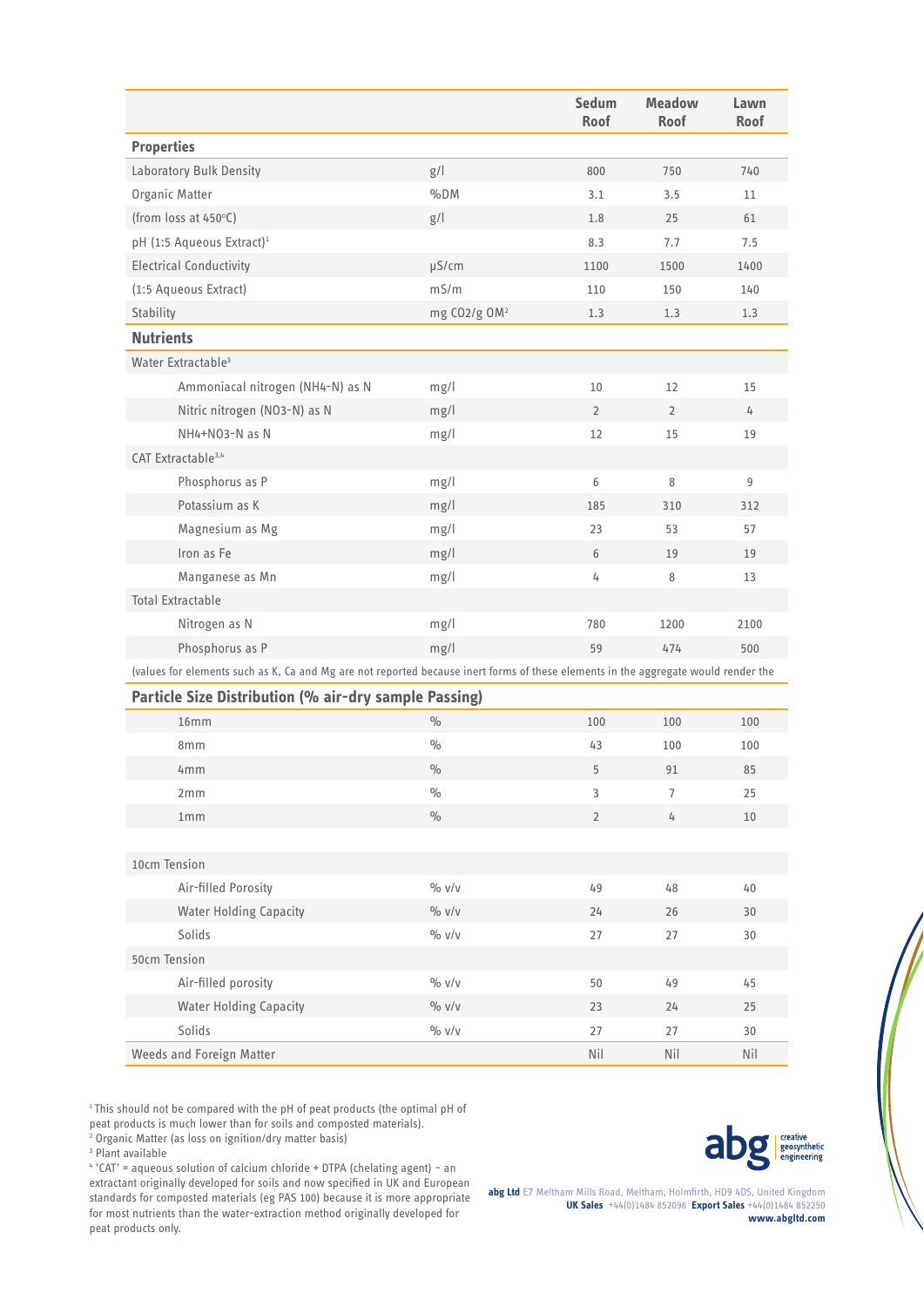| | | Sedum Roof | Meadow Roof | Lawn Roof |
|---|---|---|---|---|
| **Properties** | | | | |
| Laboratory Bulk Density | g/l | 800 | 750 | 740 |
| Organic Matter | %DM | 3.1 | 3.5 | 11 |
| (from loss at 450°C) | g/l | 1.8 | 25 | 61 |
| pH (1:5 Aqueous Extract)[1] | | 8.3 | 7.7 | 7.5 |
| Electrical Conductivity | µS/cm | 1100 | 1500 | 1400 |
| (1:5 Aqueous Extract) | mS/m | 110 | 150 | 140 |
| Stability | mg CO2/g OM[2] | 1.3 | 1.3 | 1.3 |
| **Nutrients** | | | | |
| Water Extractable[3] | | | | |
| Ammoniacal nitrogen (NH4-N) as N | mg/l | 10 | 12 | 15 |
| Nitric nitrogen (NO3-N) as N | mg/l | 2 | 2 | 4 |
| NH4+NO3-N as N | mg/l | 12 | 15 | 19 |
| CAT Extractable[3,4] | | | | |
| Phosphorus as P | mg/l | 6 | 8 | 9 |
| Potassium as K | mg/l | 185 | 310 | 312 |
| Magnesium as Mg | mg/l | 23 | 53 | 57 |
| Iron as Fe | mg/l | 6 | 19 | 19 |
| Manganese as Mn | mg/l | 4 | 8 | 13 |
| Total Extractable | | | | |
| Nitrogen as N | mg/l | 780 | 1200 | 2100 |
| Phosphorus as P | mg/l | 59 | 474 | 500 |
| (values for elements such as K, Ca and Mg are not reported because inert forms of these elements in the aggregate would render the | | | | |
| **Particle Size Distribution (% air-dry sample Passing)** | | | | |
| 16mm | % | 100 | 100 | 100 |
| 8mm | % | 43 | 100 | 100 |
| 4mm | % | 5 | 91 | 85 |
| 2mm | % | 3 | 7 | 25 |
| 1mm | % | 2 | 4 | 10 |
| 10cm Tension | | | | |
| Air-filled Porosity | % v/v | 49 | 48 | 40 |
| Water Holding Capacity | % v/v | 24 | 26 | 30 |
| Solids | % v/v | 27 | 27 | 30 |
| 50cm Tension | | | | |
| Air-filled porosity | % v/v | 50 | 49 | 45 |
| Water Holding Capacity | % v/v | 23 | 24 | 25 |
| Solids | % v/v | 27 | 27 | 30 |
| Weeds and Foreign Matter | | Nil | Nil | Nil |

[1] This should not be compared with the pH of peat products (the optimal pH of peat products is much lower than for soils and composted materials).
[2] Organic Matter (as loss on ignition/dry matter basis)
[3] Plant available
[4] 'CAT' = aqueous solution of calcium chloride + DTPA (chelating agent) – an extractant originally developed for soils and now specified in UK and European standards for composted materials (eg PAS 100) because it is more appropriate for most nutrients than the water-extraction method originally developed for peat products only.

abg creative geosynthetic engineering

**abg Ltd** E7 Meltham Mills Road, Meltham, Holmfirth, HD9 4DS, United Kingdom
**UK Sales** +44(0)1484 852096 **Export Sales** +44(0)1484 852250
**www.abgltd.com**